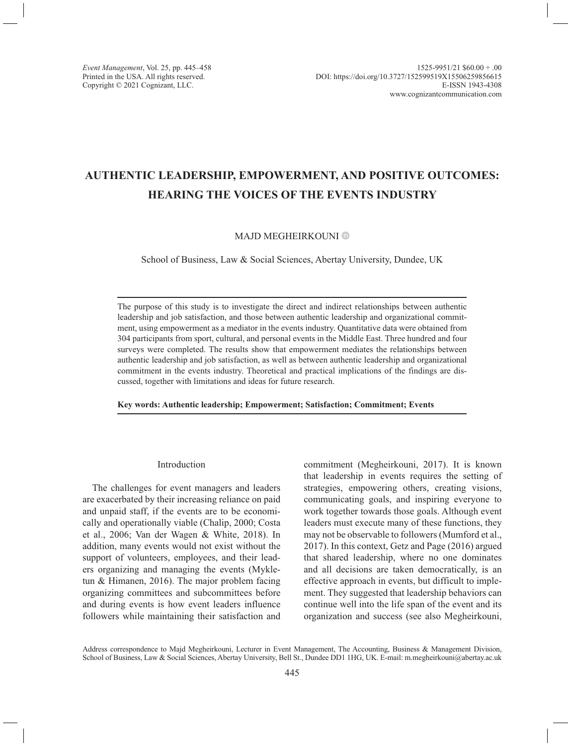# AUTHENTIC LEADERSHIP, EMPOWERMENT, AND POSITIVE OUTCOMES: HEARING THE VOICES OF THE EVENTS INDUSTRY

MAJD MEGHEIRKOUNI

School of Business, Law & Social Sciences, Abertay University, Dundee, UK

The purpose of this study is to investigate the direct and indirect relationships between authentic leadership and job satisfaction, and those between authentic leadership and organizational commitment, using empowerment as a mediator in the events industry. Quantitative data were obtained from 304 participants from sport, cultural, and personal events in the Middle East. Three hundred and four surveys were completed. The results show that empowerment mediates the relationships between authentic leadership and job satisfaction, as well as between authentic leadership and organizational commitment in the events industry. Theoretical and practical implications of the findings are discussed, together with limitations and ideas for future research.

**Key words: Authentic leadership; Empowerment; Satisfaction; Commitment; Events**

## Introduction

The challenges for event managers and leaders are exacerbated by their increasing reliance on paid and unpaid staff, if the events are to be economically and operationally viable (Chalip, 2000; Costa et al., 2006; Van der Wagen & White, 2018). In addition, many events would not exist without the support of volunteers, employees, and their leaders organizing and managing the events (Mykletun & Himanen, 2016). The major problem facing organizing committees and subcommittees before and during events is how event leaders influence followers while maintaining their satisfaction and commitment (Megheirkouni, 2017). It is known that leadership in events requires the setting of strategies, empowering others, creating visions, communicating goals, and inspiring everyone to work together towards those goals. Although event leaders must execute many of these functions, they may not be observable to followers (Mumford et al., 2017). In this context, Getz and Page (2016) argued that shared leadership, where no one dominates and all decisions are taken democratically, is an effective approach in events, but difficult to implement. They suggested that leadership behaviors can continue well into the life span of the event and its organization and success (see also Megheirkouni,

Address correspondence to Majd Megheirkouni, Lecturer in Event Management, The Accounting, Business & Management Division, School of Business, Law & Social Sciences, Abertay University, Bell St., Dundee DD1 1HG, UK. E-mail: m.megheirkouni@abertay.ac.uk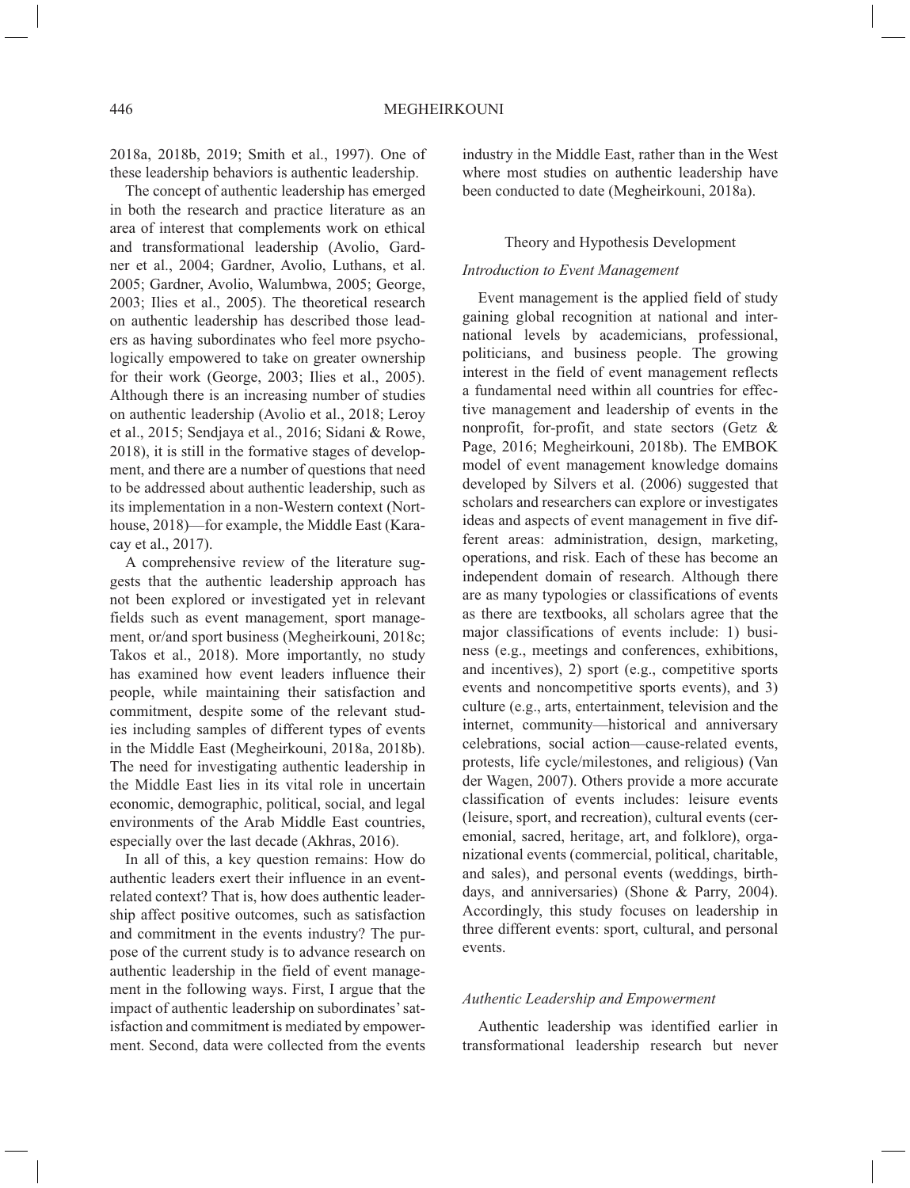2018a, 2018b, 2019; Smith et al., 1997). One of these leadership behaviors is authentic leadership.

The concept of authentic leadership has emerged in both the research and practice literature as an area of interest that complements work on ethical and transformational leadership (Avolio, Gardner et al., 2004; Gardner, Avolio, Luthans, et al. 2005; Gardner, Avolio, Walumbwa, 2005; George, 2003; Ilies et al., 2005). The theoretical research on authentic leadership has described those leaders as having subordinates who feel more psychologically empowered to take on greater ownership for their work (George, 2003; Ilies et al., 2005). Although there is an increasing number of studies on authentic leadership (Avolio et al., 2018; Leroy et al., 2015; Sendjaya et al., 2016; Sidani & Rowe, 2018), it is still in the formative stages of development, and there are a number of questions that need to be addressed about authentic leadership, such as its implementation in a non-Western context (Northouse, 2018)—for example, the Middle East (Karacay et al., 2017).

A comprehensive review of the literature suggests that the authentic leadership approach has not been explored or investigated yet in relevant fields such as event management, sport management, or/and sport business (Megheirkouni, 2018c; Takos et al., 2018). More importantly, no study has examined how event leaders influence their people, while maintaining their satisfaction and commitment, despite some of the relevant studies including samples of different types of events in the Middle East (Megheirkouni, 2018a, 2018b). The need for investigating authentic leadership in the Middle East lies in its vital role in uncertain economic, demographic, political, social, and legal environments of the Arab Middle East countries, especially over the last decade (Akhras, 2016).

In all of this, a key question remains: How do authentic leaders exert their influence in an event-related context? That is, how does authentic leadership affect positive outcomes, such as satisfaction and commitment in the events industry? The purpose of the current study is to advance research on authentic leadership in the field of event management in the following ways. First, I argue that the impact of authentic leadership on subordinates' satisfaction and commitment is mediated by empowerment. Second, data were collected from the events industry in the Middle East, rather than in the West where most studies on authentic leadership have been conducted to date (Megheirkouni, 2018a).

## Theory and Hypothesis Development

### *Introduction to Event Management*

Event management is the applied field of study gaining global recognition at national and international levels by academicians, professional, politicians, and business people. The growing interest in the field of event management reflects a fundamental need within all countries for effective management and leadership of events in the nonprofit, for-profit, and state sectors (Getz & Page, 2016; Megheirkouni, 2018b). The EMBOK model of event management knowledge domains developed by Silvers et al. (2006) suggested that scholars and researchers can explore or investigates ideas and aspects of event management in five different areas: administration, design, marketing, operations, and risk. Each of these has become an independent domain of research. Although there are as many typologies or classifications of events as there are textbooks, all scholars agree that the major classifications of events include: 1) business (e.g., meetings and conferences, exhibitions, and incentives), 2) sport (e.g., competitive sports events and noncompetitive sports events), and 3) culture (e.g., arts, entertainment, television and the internet, community—historical and anniversary celebrations, social action—cause-related events, protests, life cycle/milestones, and religious) (Van der Wagen, 2007). Others provide a more accurate classification of events includes: leisure events (leisure, sport, and recreation), cultural events (ceremonial, sacred, heritage, art, and folklore), organizational events (commercial, political, charitable, and sales), and personal events (weddings, birthdays, and anniversaries) (Shone & Parry, 2004). Accordingly, this study focuses on leadership in three different events: sport, cultural, and personal events.

### *Authentic Leadership and Empowerment*

Authentic leadership was identified earlier in transformational leadership research but never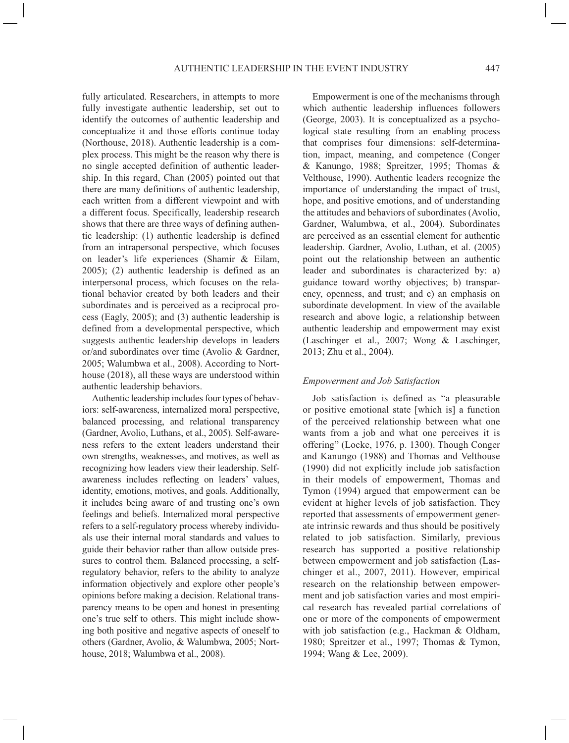fully articulated. Researchers, in attempts to more fully investigate authentic leadership, set out to identify the outcomes of authentic leadership and conceptualize it and those efforts continue today (Northouse, 2018). Authentic leadership is a complex process. This might be the reason why there is no single accepted definition of authentic leadership. In this regard, Chan (2005) pointed out that there are many definitions of authentic leadership, each written from a different viewpoint and with a different focus. Specifically, leadership research shows that there are three ways of defining authentic leadership: (1) authentic leadership is defined from an intrapersonal perspective, which focuses on leader's life experiences (Shamir & Eilam, 2005); (2) authentic leadership is defined as an interpersonal process, which focuses on the relational behavior created by both leaders and their subordinates and is perceived as a reciprocal process (Eagly, 2005); and (3) authentic leadership is defined from a developmental perspective, which suggests authentic leadership develops in leaders or/and subordinates over time (Avolio & Gardner, 2005; Walumbwa et al., 2008). According to Northouse (2018), all these ways are understood within authentic leadership behaviors.

Authentic leadership includes four types of behaviors: self-awareness, internalized moral perspective, balanced processing, and relational transparency (Gardner, Avolio, Luthans, et al., 2005). Self-awareness refers to the extent leaders understand their own strengths, weaknesses, and motives, as well as recognizing how leaders view their leadership. Self-awareness includes reflecting on leaders' values, identity, emotions, motives, and goals. Additionally, it includes being aware of and trusting one's own feelings and beliefs. Internalized moral perspective refers to a self-regulatory process whereby individuals use their internal moral standards and values to guide their behavior rather than allow outside pressures to control them. Balanced processing, a self-regulatory behavior, refers to the ability to analyze information objectively and explore other people's opinions before making a decision. Relational transparency means to be open and honest in presenting one's true self to others. This might include showing both positive and negative aspects of oneself to others (Gardner, Avolio, & Walumbwa, 2005; Northouse, 2018; Walumbwa et al., 2008).

Empowerment is one of the mechanisms through which authentic leadership influences followers (George, 2003). It is conceptualized as a psychological state resulting from an enabling process that comprises four dimensions: self-determination, impact, meaning, and competence (Conger & Kanungo, 1988; Spreitzer, 1995; Thomas & Velthouse, 1990). Authentic leaders recognize the importance of understanding the impact of trust, hope, and positive emotions, and of understanding the attitudes and behaviors of subordinates (Avolio, Gardner, Walumbwa, et al., 2004). Subordinates are perceived as an essential element for authentic leadership. Gardner, Avolio, Luthan, et al. (2005) point out the relationship between an authentic leader and subordinates is characterized by: a) guidance toward worthy objectives; b) transparency, openness, and trust; and c) an emphasis on subordinate development. In view of the available research and above logic, a relationship between authentic leadership and empowerment may exist (Laschinger et al., 2007; Wong & Laschinger, 2013; Zhu et al., 2004).

### *Empowerment and Job Satisfaction*

Job satisfaction is defined as "a pleasurable or positive emotional state [which is] a function of the perceived relationship between what one wants from a job and what one perceives it is offering" (Locke, 1976, p. 1300). Though Conger and Kanungo (1988) and Thomas and Velthouse (1990) did not explicitly include job satisfaction in their models of empowerment, Thomas and Tymon (1994) argued that empowerment can be evident at higher levels of job satisfaction. They reported that assessments of empowerment generate intrinsic rewards and thus should be positively related to job satisfaction. Similarly, previous research has supported a positive relationship between empowerment and job satisfaction (Laschinger et al., 2007, 2011). However, empirical research on the relationship between empowerment and job satisfaction varies and most empirical research has revealed partial correlations of one or more of the components of empowerment with job satisfaction (e.g., Hackman & Oldham, 1980; Spreitzer et al., 1997; Thomas & Tymon, 1994; Wang & Lee, 2009).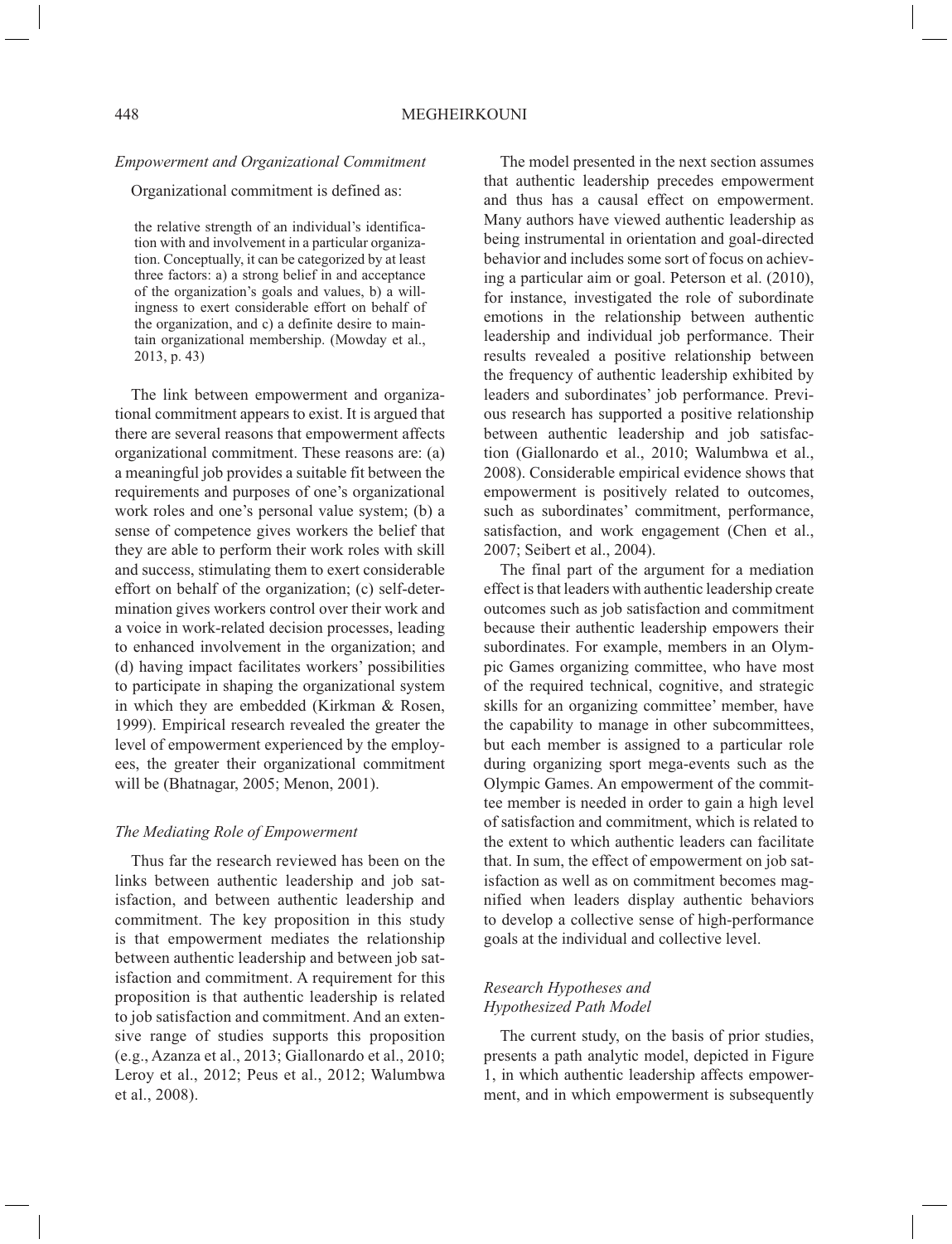### *Empowerment and Organizational Commitment*

Organizational commitment is defined as:

> the relative strength of an individual's identification with and involvement in a particular organization. Conceptually, it can be categorized by at least three factors: a) a strong belief in and acceptance of the organization's goals and values, b) a willingness to exert considerable effort on behalf of the organization, and c) a definite desire to maintain organizational membership. (Mowday et al., 2013, p. 43)

The link between empowerment and organizational commitment appears to exist. It is argued that there are several reasons that empowerment affects organizational commitment. These reasons are: (a) a meaningful job provides a suitable fit between the requirements and purposes of one's organizational work roles and one's personal value system; (b) a sense of competence gives workers the belief that they are able to perform their work roles with skill and success, stimulating them to exert considerable effort on behalf of the organization; (c) self-determination gives workers control over their work and a voice in work-related decision processes, leading to enhanced involvement in the organization; and (d) having impact facilitates workers' possibilities to participate in shaping the organizational system in which they are embedded (Kirkman & Rosen, 1999). Empirical research revealed the greater the level of empowerment experienced by the employees, the greater their organizational commitment will be (Bhatnagar, 2005; Menon, 2001).

### *The Mediating Role of Empowerment*

Thus far the research reviewed has been on the links between authentic leadership and job satisfaction, and between authentic leadership and commitment. The key proposition in this study is that empowerment mediates the relationship between authentic leadership and between job satisfaction and commitment. A requirement for this proposition is that authentic leadership is related to job satisfaction and commitment. And an extensive range of studies supports this proposition (e.g., Azanza et al., 2013; Giallonardo et al., 2010; Leroy et al., 2012; Peus et al., 2012; Walumbwa et al., 2008).

The model presented in the next section assumes that authentic leadership precedes empowerment and thus has a causal effect on empowerment. Many authors have viewed authentic leadership as being instrumental in orientation and goal-directed behavior and includes some sort of focus on achieving a particular aim or goal. Peterson et al. (2010), for instance, investigated the role of subordinate emotions in the relationship between authentic leadership and individual job performance. Their results revealed a positive relationship between the frequency of authentic leadership exhibited by leaders and subordinates' job performance. Previous research has supported a positive relationship between authentic leadership and job satisfaction (Giallonardo et al., 2010; Walumbwa et al., 2008). Considerable empirical evidence shows that empowerment is positively related to outcomes, such as subordinates' commitment, performance, satisfaction, and work engagement (Chen et al., 2007; Seibert et al., 2004).

The final part of the argument for a mediation effect is that leaders with authentic leadership create outcomes such as job satisfaction and commitment because their authentic leadership empowers their subordinates. For example, members in an Olympic Games organizing committee, who have most of the required technical, cognitive, and strategic skills for an organizing committee' member, have the capability to manage in other subcommittees, but each member is assigned to a particular role during organizing sport mega-events such as the Olympic Games. An empowerment of the committee member is needed in order to gain a high level of satisfaction and commitment, which is related to the extent to which authentic leaders can facilitate that. In sum, the effect of empowerment on job satisfaction as well as on commitment becomes magnified when leaders display authentic behaviors to develop a collective sense of high-performance goals at the individual and collective level.

### *Research Hypotheses and Hypothesized Path Model*

The current study, on the basis of prior studies, presents a path analytic model, depicted in Figure 1, in which authentic leadership affects empowerment, and in which empowerment is subsequently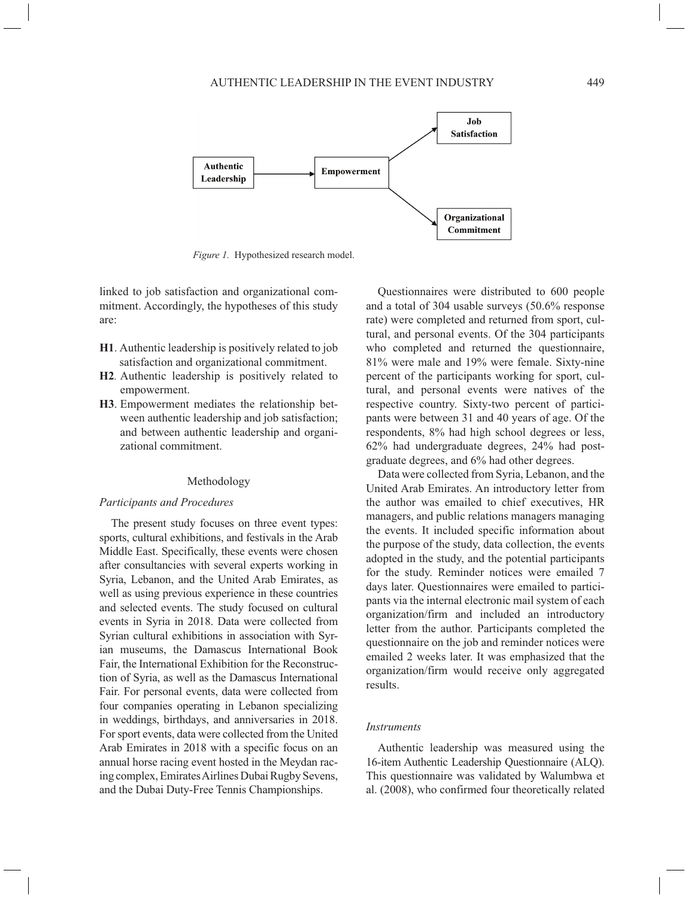Authentic Leadership → Empowerment → Job Satisfaction; Empowerment → Organizational Commitment

*Figure 1.* Hypothesized research model.

linked to job satisfaction and organizational commitment. Accordingly, the hypotheses of this study are:

**H1**. Authentic leadership is positively related to job satisfaction and organizational commitment.

**H2**. Authentic leadership is positively related to empowerment.

**H3**. Empowerment mediates the relationship between authentic leadership and job satisfaction; and between authentic leadership and organizational commitment.

## Methodology

### *Participants and Procedures*

The present study focuses on three event types: sports, cultural exhibitions, and festivals in the Arab Middle East. Specifically, these events were chosen after consultancies with several experts working in Syria, Lebanon, and the United Arab Emirates, as well as using previous experience in these countries and selected events. The study focused on cultural events in Syria in 2018. Data were collected from Syrian cultural exhibitions in association with Syrian museums, the Damascus International Book Fair, the International Exhibition for the Reconstruction of Syria, as well as the Damascus International Fair. For personal events, data were collected from four companies operating in Lebanon specializing in weddings, birthdays, and anniversaries in 2018. For sport events, data were collected from the United Arab Emirates in 2018 with a specific focus on an annual horse racing event hosted in the Meydan racing complex, Emirates Airlines Dubai Rugby Sevens, and the Dubai Duty-Free Tennis Championships.

Questionnaires were distributed to 600 people and a total of 304 usable surveys (50.6% response rate) were completed and returned from sport, cultural, and personal events. Of the 304 participants who completed and returned the questionnaire, 81% were male and 19% were female. Sixty-nine percent of the participants working for sport, cultural, and personal events were natives of the respective country. Sixty-two percent of participants were between 31 and 40 years of age. Of the respondents, 8% had high school degrees or less, 62% had undergraduate degrees, 24% had postgraduate degrees, and 6% had other degrees.

Data were collected from Syria, Lebanon, and the United Arab Emirates. An introductory letter from the author was emailed to chief executives, HR managers, and public relations managers managing the events. It included specific information about the purpose of the study, data collection, the events adopted in the study, and the potential participants for the study. Reminder notices were emailed 7 days later. Questionnaires were emailed to participants via the internal electronic mail system of each organization/firm and included an introductory letter from the author. Participants completed the questionnaire on the job and reminder notices were emailed 2 weeks later. It was emphasized that the organization/firm would receive only aggregated results.

### *Instruments*

Authentic leadership was measured using the 16-item Authentic Leadership Questionnaire (ALQ). This questionnaire was validated by Walumbwa et al. (2008), who confirmed four theoretically related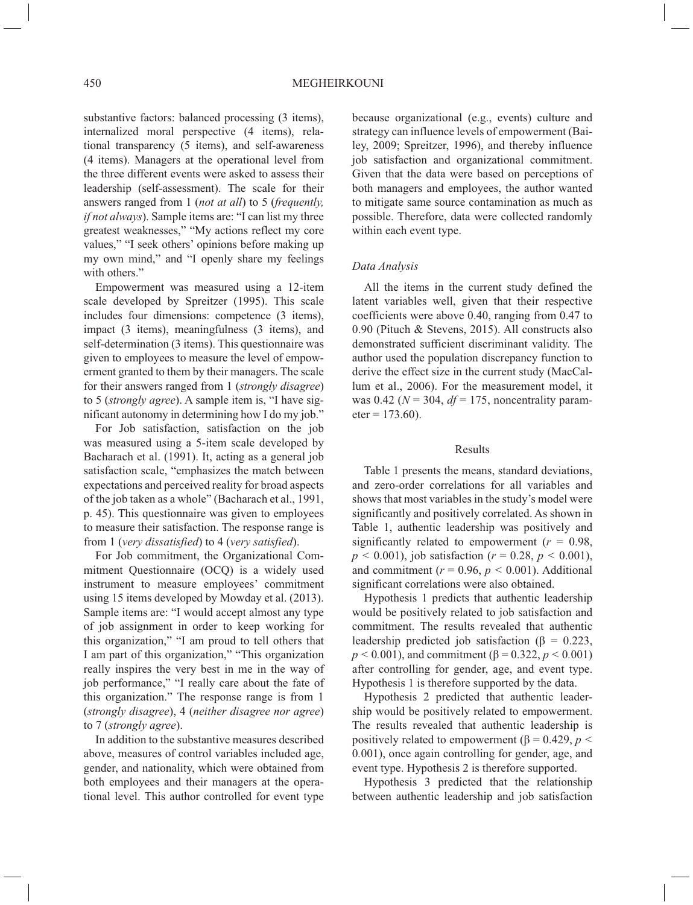substantive factors: balanced processing (3 items), internalized moral perspective (4 items), relational transparency (5 items), and self-awareness (4 items). Managers at the operational level from the three different events were asked to assess their leadership (self-assessment). The scale for their answers ranged from 1 (*not at all*) to 5 (*frequently, if not always*). Sample items are: "I can list my three greatest weaknesses," "My actions reflect my core values," "I seek others' opinions before making up my own mind," and "I openly share my feelings with others."

Empowerment was measured using a 12-item scale developed by Spreitzer (1995). This scale includes four dimensions: competence (3 items), impact (3 items), meaningfulness (3 items), and self-determination (3 items). This questionnaire was given to employees to measure the level of empowerment granted to them by their managers. The scale for their answers ranged from 1 (*strongly disagree*) to 5 (*strongly agree*). A sample item is, "I have significant autonomy in determining how I do my job."

For Job satisfaction, satisfaction on the job was measured using a 5-item scale developed by Bacharach et al. (1991). It, acting as a general job satisfaction scale, "emphasizes the match between expectations and perceived reality for broad aspects of the job taken as a whole" (Bacharach et al., 1991, p. 45). This questionnaire was given to employees to measure their satisfaction. The response range is from 1 (*very dissatisfied*) to 4 (*very satisfied*).

For Job commitment, the Organizational Commitment Questionnaire (OCQ) is a widely used instrument to measure employees' commitment using 15 items developed by Mowday et al. (2013). Sample items are: "I would accept almost any type of job assignment in order to keep working for this organization," "I am proud to tell others that I am part of this organization," "This organization really inspires the very best in me in the way of job performance," "I really care about the fate of this organization." The response range is from 1 (*strongly disagree*), 4 (*neither disagree nor agree*) to 7 (*strongly agree*).

In addition to the substantive measures described above, measures of control variables included age, gender, and nationality, which were obtained from both employees and their managers at the operational level. This author controlled for event type because organizational (e.g., events) culture and strategy can influence levels of empowerment (Bailey, 2009; Spreitzer, 1996), and thereby influence job satisfaction and organizational commitment. Given that the data were based on perceptions of both managers and employees, the author wanted to mitigate same source contamination as much as possible. Therefore, data were collected randomly within each event type.

### *Data Analysis*

All the items in the current study defined the latent variables well, given that their respective coefficients were above 0.40, ranging from 0.47 to 0.90 (Pituch & Stevens, 2015). All constructs also demonstrated sufficient discriminant validity. The author used the population discrepancy function to derive the effect size in the current study (MacCallum et al., 2006). For the measurement model, it was 0.42 ($N = 304$, $df = 175$, noncentrality parameter = 173.60).

## Results

Table 1 presents the means, standard deviations, and zero-order correlations for all variables and shows that most variables in the study's model were significantly and positively correlated. As shown in Table 1, authentic leadership was positively and significantly related to empowerment ($r = 0.98$, $p < 0.001$), job satisfaction ($r = 0.28$, $p < 0.001$), and commitment ($r = 0.96$, $p < 0.001$). Additional significant correlations were also obtained.

Hypothesis 1 predicts that authentic leadership would be positively related to job satisfaction and commitment. The results revealed that authentic leadership predicted job satisfaction ($\beta = 0.223$, $p < 0.001$), and commitment ($\beta = 0.322$, $p < 0.001$) after controlling for gender, age, and event type. Hypothesis 1 is therefore supported by the data.

Hypothesis 2 predicted that authentic leadership would be positively related to empowerment. The results revealed that authentic leadership is positively related to empowerment ($\beta = 0.429$, $p < 0.001$), once again controlling for gender, age, and event type. Hypothesis 2 is therefore supported.

Hypothesis 3 predicted that the relationship between authentic leadership and job satisfaction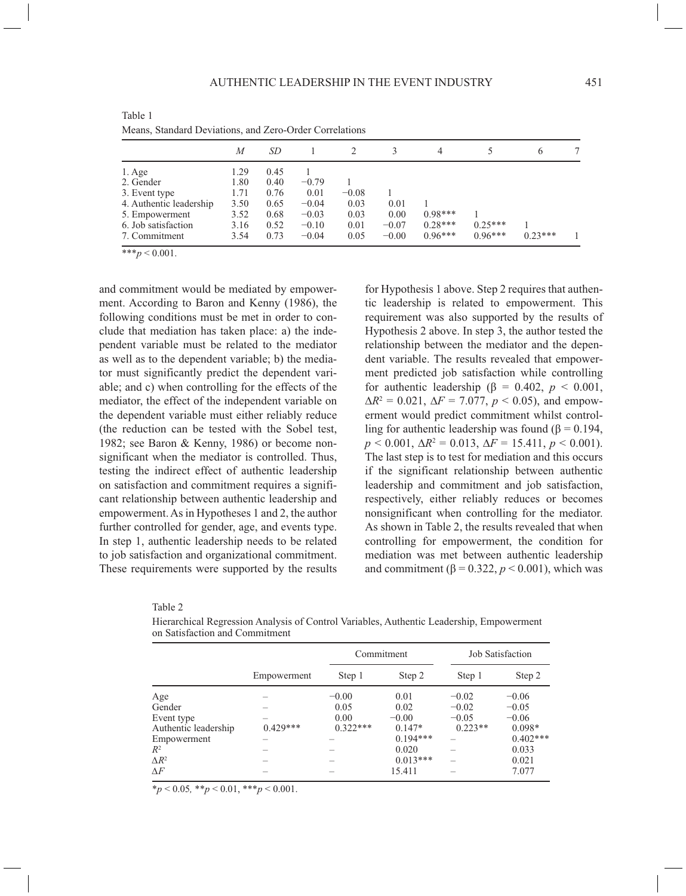Table 1
Means, Standard Deviations, and Zero-Order Correlations

| | *M* | *SD* | 1 | 2 | 3 | 4 | 5 | 6 | 7 |
|---|---|---|---|---|---|---|---|---|---|
| 1. Age | 1.29 | 0.45 | 1 | | | | | | |
| 2. Gender | 1.80 | 0.40 | −0.79 | 1 | | | | | |
| 3. Event type | 1.71 | 0.76 | 0.01 | −0.08 | 1 | | | | |
| 4. Authentic leadership | 3.50 | 0.65 | −0.04 | 0.03 | 0.01 | 1 | | | |
| 5. Empowerment | 3.52 | 0.68 | −0.03 | 0.03 | 0.00 | 0.98*** | 1 | | |
| 6. Job satisfaction | 3.16 | 0.52 | −0.10 | 0.01 | −0.07 | 0.28*** | 0.25*** | 1 | |
| 7. Commitment | 3.54 | 0.73 | −0.04 | 0.05 | −0.00 | 0.96*** | 0.96*** | 0.23*** | 1 |

***$p < 0.001$.

and commitment would be mediated by empowerment. According to Baron and Kenny (1986), the following conditions must be met in order to conclude that mediation has taken place: a) the independent variable must be related to the mediator as well as to the dependent variable; b) the mediator must significantly predict the dependent variable; and c) when controlling for the effects of the mediator, the effect of the independent variable on the dependent variable must either reliably reduce (the reduction can be tested with the Sobel test, 1982; see Baron & Kenny, 1986) or become nonsignificant when the mediator is controlled. Thus, testing the indirect effect of authentic leadership on satisfaction and commitment requires a significant relationship between authentic leadership and empowerment. As in Hypotheses 1 and 2, the author further controlled for gender, age, and events type. In step 1, authentic leadership needs to be related to job satisfaction and organizational commitment. These requirements were supported by the results for Hypothesis 1 above. Step 2 requires that authentic leadership is related to empowerment. This requirement was also supported by the results of Hypothesis 2 above. In step 3, the author tested the relationship between the mediator and the dependent variable. The results revealed that empowerment predicted job satisfaction while controlling for authentic leadership ($\beta = 0.402$, $p < 0.001$, $\Delta R^2 = 0.021$, $\Delta F = 7.077$, $p < 0.05$), and empowerment would predict commitment whilst controlling for authentic leadership was found ($\beta = 0.194$, $p < 0.001$, $\Delta R^2 = 0.013$, $\Delta F = 15.411$, $p < 0.001$). The last step is to test for mediation and this occurs if the significant relationship between authentic leadership and commitment and job satisfaction, respectively, either reliably reduces or becomes nonsignificant when controlling for the mediator. As shown in Table 2, the results revealed that when controlling for empowerment, the condition for mediation was met between authentic leadership and commitment ($\beta = 0.322$, $p < 0.001$), which was

Table 2
Hierarchical Regression Analysis of Control Variables, Authentic Leadership, Empowerment on Satisfaction and Commitment

| | | Commitment | | Job Satisfaction | |
|---|---|---|---|---|---|
| | Empowerment | Step 1 | Step 2 | Step 1 | Step 2 |
| Age | – | −0.00 | 0.01 | −0.02 | −0.06 |
| Gender | – | 0.05 | 0.02 | −0.02 | −0.05 |
| Event type | – | 0.00 | −0.00 | −0.05 | −0.06 |
| Authentic leadership | 0.429*** | 0.322*** | 0.147* | 0.223** | 0.098* |
| Empowerment | – | – | 0.194*** | – | 0.402*** |
| $R^2$ | – | – | 0.020 | – | 0.033 |
| $\Delta R^2$ | – | – | 0.013*** | – | 0.021 |
| $\Delta F$ | – | – | 15.411 | – | 7.077 |

*$p < 0.05$, **$p < 0.01$, ***$p < 0.001$.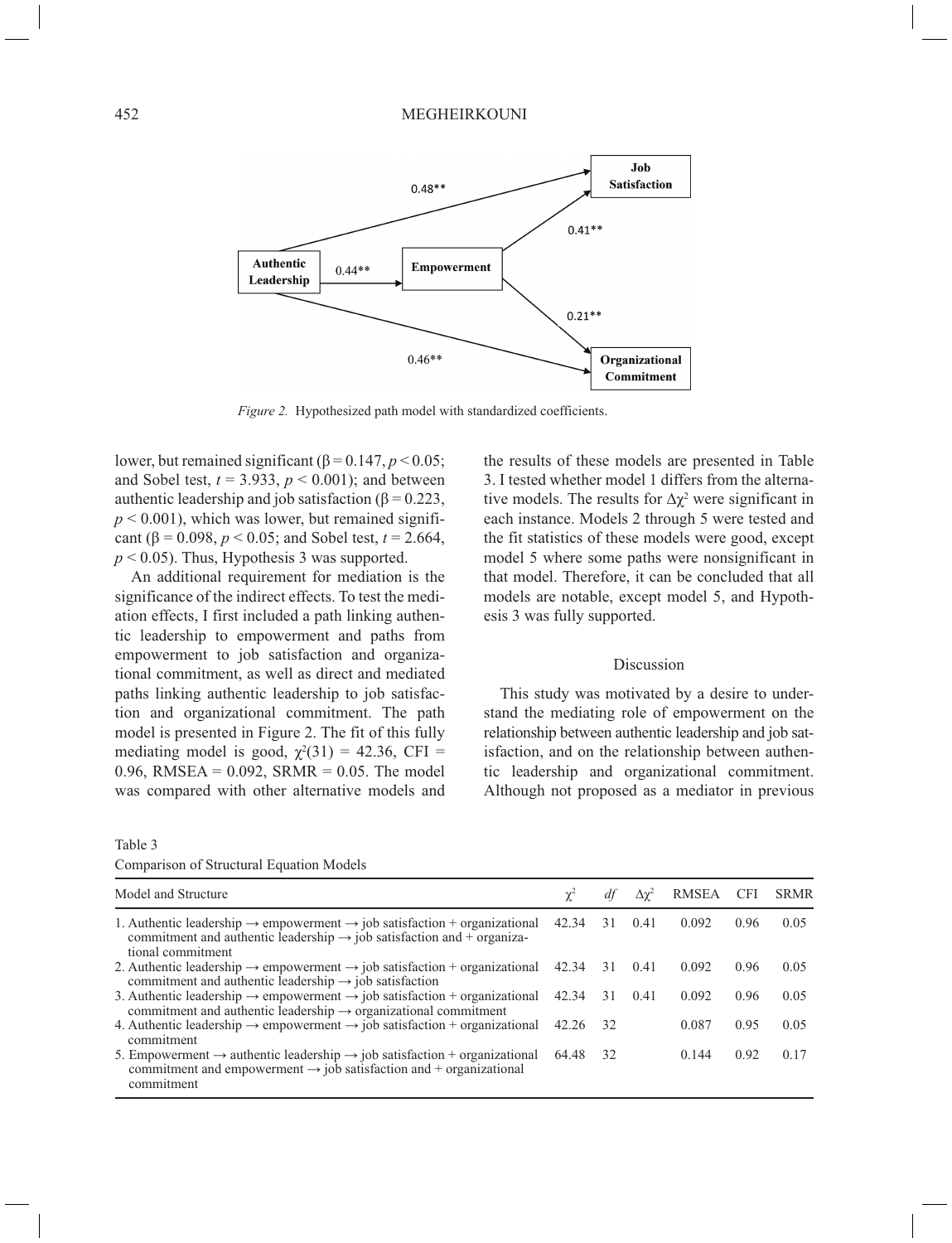*Figure 2.* Hypothesized path model with standardized coefficients.

lower, but remained significant ($\beta = 0.147$, $p < 0.05$; and Sobel test, $t = 3.933$, $p < 0.001$); and between authentic leadership and job satisfaction ($\beta = 0.223$, $p < 0.001$), which was lower, but remained significant ($\beta = 0.098$, $p < 0.05$; and Sobel test, $t = 2.664$, $p < 0.05$). Thus, Hypothesis 3 was supported.

An additional requirement for mediation is the significance of the indirect effects. To test the mediation effects, I first included a path linking authentic leadership to empowerment and paths from empowerment to job satisfaction and organizational commitment, as well as direct and mediated paths linking authentic leadership to job satisfaction and organizational commitment. The path model is presented in Figure 2. The fit of this fully mediating model is good, $\chi^2(31) = 42.36$, CFI = 0.96, RMSEA = 0.092, SRMR = 0.05. The model was compared with other alternative models and the results of these models are presented in Table 3. I tested whether model 1 differs from the alternative models. The results for $\Delta\chi^2$ were significant in each instance. Models 2 through 5 were tested and the fit statistics of these models were good, except model 5 where some paths were nonsignificant in that model. Therefore, it can be concluded that all models are notable, except model 5, and Hypothesis 3 was fully supported.

## Discussion

This study was motivated by a desire to understand the mediating role of empowerment on the relationship between authentic leadership and job satisfaction, and on the relationship between authentic leadership and organizational commitment. Although not proposed as a mediator in previous

Table 3
Comparison of Structural Equation Models

| Model and Structure | $\chi^2$ | *df* | $\Delta\chi^2$ | RMSEA | CFI | SRMR |
|---|---|---|---|---|---|---|
| 1. Authentic leadership → empowerment → job satisfaction + organizational commitment and authentic leadership → job satisfaction and + organizational commitment | 42.34 | 31 | 0.41 | 0.092 | 0.96 | 0.05 |
| 2. Authentic leadership → empowerment → job satisfaction + organizational commitment and authentic leadership → job satisfaction | 42.34 | 31 | 0.41 | 0.092 | 0.96 | 0.05 |
| 3. Authentic leadership → empowerment → job satisfaction + organizational commitment and authentic leadership → organizational commitment | 42.34 | 31 | 0.41 | 0.092 | 0.96 | 0.05 |
| 4. Authentic leadership → empowerment → job satisfaction + organizational commitment | 42.26 | 32 | | 0.087 | 0.95 | 0.05 |
| 5. Empowerment → authentic leadership → job satisfaction + organizational commitment and empowerment → job satisfaction and + organizational commitment | 64.48 | 32 | | 0.144 | 0.92 | 0.17 |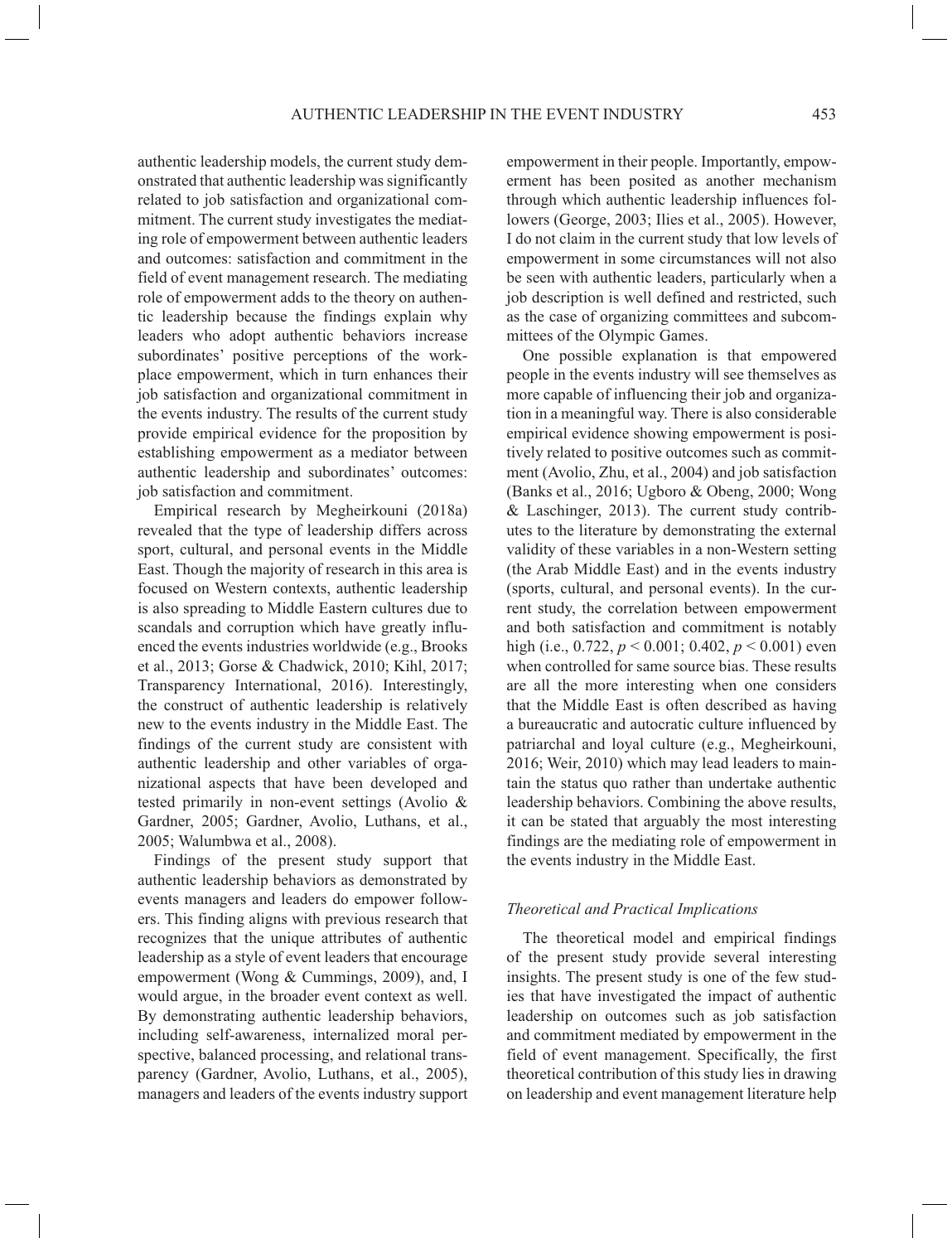authentic leadership models, the current study demonstrated that authentic leadership was significantly related to job satisfaction and organizational commitment. The current study investigates the mediating role of empowerment between authentic leaders and outcomes: satisfaction and commitment in the field of event management research. The mediating role of empowerment adds to the theory on authentic leadership because the findings explain why leaders who adopt authentic behaviors increase subordinates' positive perceptions of the workplace empowerment, which in turn enhances their job satisfaction and organizational commitment in the events industry. The results of the current study provide empirical evidence for the proposition by establishing empowerment as a mediator between authentic leadership and subordinates' outcomes: job satisfaction and commitment.

Empirical research by Megheirkouni (2018a) revealed that the type of leadership differs across sport, cultural, and personal events in the Middle East. Though the majority of research in this area is focused on Western contexts, authentic leadership is also spreading to Middle Eastern cultures due to scandals and corruption which have greatly influenced the events industries worldwide (e.g., Brooks et al., 2013; Gorse & Chadwick, 2010; Kihl, 2017; Transparency International, 2016). Interestingly, the construct of authentic leadership is relatively new to the events industry in the Middle East. The findings of the current study are consistent with authentic leadership and other variables of organizational aspects that have been developed and tested primarily in non-event settings (Avolio & Gardner, 2005; Gardner, Avolio, Luthans, et al., 2005; Walumbwa et al., 2008).

Findings of the present study support that authentic leadership behaviors as demonstrated by events managers and leaders do empower followers. This finding aligns with previous research that recognizes that the unique attributes of authentic leadership as a style of event leaders that encourage empowerment (Wong & Cummings, 2009), and, I would argue, in the broader event context as well. By demonstrating authentic leadership behaviors, including self-awareness, internalized moral perspective, balanced processing, and relational transparency (Gardner, Avolio, Luthans, et al., 2005), managers and leaders of the events industry support empowerment in their people. Importantly, empowerment has been posited as another mechanism through which authentic leadership influences followers (George, 2003; Ilies et al., 2005). However, I do not claim in the current study that low levels of empowerment in some circumstances will not also be seen with authentic leaders, particularly when a job description is well defined and restricted, such as the case of organizing committees and subcommittees of the Olympic Games.

One possible explanation is that empowered people in the events industry will see themselves as more capable of influencing their job and organization in a meaningful way. There is also considerable empirical evidence showing empowerment is positively related to positive outcomes such as commitment (Avolio, Zhu, et al., 2004) and job satisfaction (Banks et al., 2016; Ugboro & Obeng, 2000; Wong & Laschinger, 2013). The current study contributes to the literature by demonstrating the external validity of these variables in a non-Western setting (the Arab Middle East) and in the events industry (sports, cultural, and personal events). In the current study, the correlation between empowerment and both satisfaction and commitment is notably high (i.e., 0.722, $p < 0.001$; 0.402, $p < 0.001$) even when controlled for same source bias. These results are all the more interesting when one considers that the Middle East is often described as having a bureaucratic and autocratic culture influenced by patriarchal and loyal culture (e.g., Megheirkouni, 2016; Weir, 2010) which may lead leaders to maintain the status quo rather than undertake authentic leadership behaviors. Combining the above results, it can be stated that arguably the most interesting findings are the mediating role of empowerment in the events industry in the Middle East.

### *Theoretical and Practical Implications*

The theoretical model and empirical findings of the present study provide several interesting insights. The present study is one of the few studies that have investigated the impact of authentic leadership on outcomes such as job satisfaction and commitment mediated by empowerment in the field of event management. Specifically, the first theoretical contribution of this study lies in drawing on leadership and event management literature help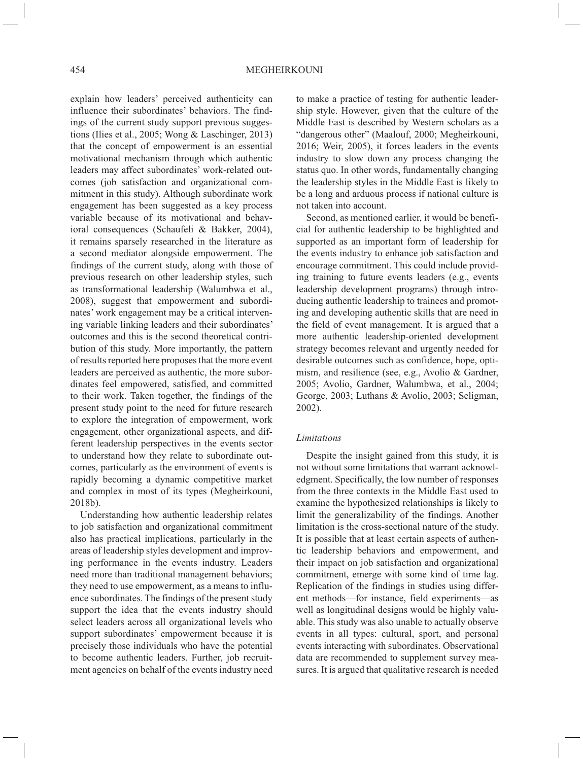explain how leaders' perceived authenticity can influence their subordinates' behaviors. The findings of the current study support previous suggestions (Ilies et al., 2005; Wong & Laschinger, 2013) that the concept of empowerment is an essential motivational mechanism through which authentic leaders may affect subordinates' work-related outcomes (job satisfaction and organizational commitment in this study). Although subordinate work engagement has been suggested as a key process variable because of its motivational and behavioral consequences (Schaufeli & Bakker, 2004), it remains sparsely researched in the literature as a second mediator alongside empowerment. The findings of the current study, along with those of previous research on other leadership styles, such as transformational leadership (Walumbwa et al., 2008), suggest that empowerment and subordinates' work engagement may be a critical intervening variable linking leaders and their subordinates' outcomes and this is the second theoretical contribution of this study. More importantly, the pattern of results reported here proposes that the more event leaders are perceived as authentic, the more subordinates feel empowered, satisfied, and committed to their work. Taken together, the findings of the present study point to the need for future research to explore the integration of empowerment, work engagement, other organizational aspects, and different leadership perspectives in the events sector to understand how they relate to subordinate outcomes, particularly as the environment of events is rapidly becoming a dynamic competitive market and complex in most of its types (Megheirkouni, 2018b).

Understanding how authentic leadership relates to job satisfaction and organizational commitment also has practical implications, particularly in the areas of leadership styles development and improving performance in the events industry. Leaders need more than traditional management behaviors; they need to use empowerment, as a means to influence subordinates. The findings of the present study support the idea that the events industry should select leaders across all organizational levels who support subordinates' empowerment because it is precisely those individuals who have the potential to become authentic leaders. Further, job recruitment agencies on behalf of the events industry need to make a practice of testing for authentic leadership style. However, given that the culture of the Middle East is described by Western scholars as a "dangerous other" (Maalouf, 2000; Megheirkouni, 2016; Weir, 2005), it forces leaders in the events industry to slow down any process changing the status quo. In other words, fundamentally changing the leadership styles in the Middle East is likely to be a long and arduous process if national culture is not taken into account.

Second, as mentioned earlier, it would be beneficial for authentic leadership to be highlighted and supported as an important form of leadership for the events industry to enhance job satisfaction and encourage commitment. This could include providing training to future events leaders (e.g., events leadership development programs) through introducing authentic leadership to trainees and promoting and developing authentic skills that are need in the field of event management. It is argued that a more authentic leadership-oriented development strategy becomes relevant and urgently needed for desirable outcomes such as confidence, hope, optimism, and resilience (see, e.g., Avolio & Gardner, 2005; Avolio, Gardner, Walumbwa, et al., 2004; George, 2003; Luthans & Avolio, 2003; Seligman, 2002).

### *Limitations*

Despite the insight gained from this study, it is not without some limitations that warrant acknowledgment. Specifically, the low number of responses from the three contexts in the Middle East used to examine the hypothesized relationships is likely to limit the generalizability of the findings. Another limitation is the cross-sectional nature of the study. It is possible that at least certain aspects of authentic leadership behaviors and empowerment, and their impact on job satisfaction and organizational commitment, emerge with some kind of time lag. Replication of the findings in studies using different methods—for instance, field experiments—as well as longitudinal designs would be highly valuable. This study was also unable to actually observe events in all types: cultural, sport, and personal events interacting with subordinates. Observational data are recommended to supplement survey measures. It is argued that qualitative research is needed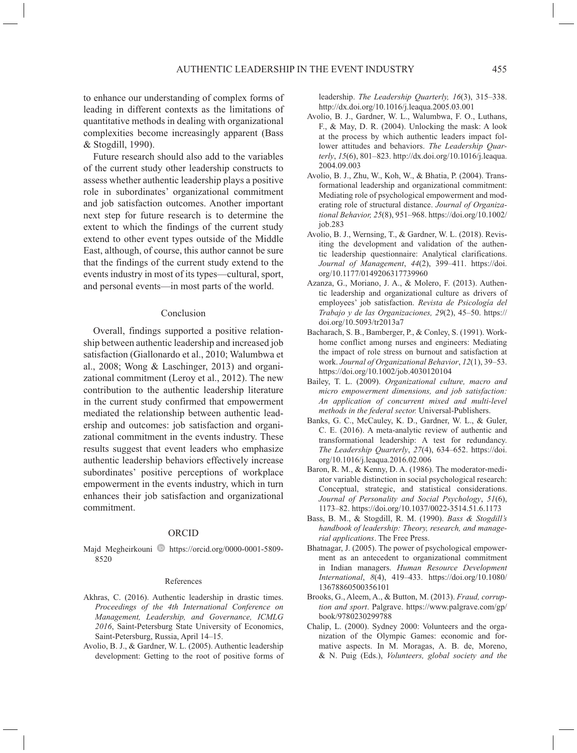to enhance our understanding of complex forms of leading in different contexts as the limitations of quantitative methods in dealing with organizational complexities become increasingly apparent (Bass & Stogdill, 1990).

Future research should also add to the variables of the current study other leadership constructs to assess whether authentic leadership plays a positive role in subordinates' organizational commitment and job satisfaction outcomes. Another important next step for future research is to determine the extent to which the findings of the current study extend to other event types outside of the Middle East, although, of course, this author cannot be sure that the findings of the current study extend to the events industry in most of its types—cultural, sport, and personal events—in most parts of the world.

## Conclusion

Overall, findings supported a positive relationship between authentic leadership and increased job satisfaction (Giallonardo et al., 2010; Walumbwa et al., 2008; Wong & Laschinger, 2013) and organizational commitment (Leroy et al., 2012). The new contribution to the authentic leadership literature in the current study confirmed that empowerment mediated the relationship between authentic leadership and outcomes: job satisfaction and organizational commitment in the events industry. These results suggest that event leaders who emphasize authentic leadership behaviors effectively increase subordinates' positive perceptions of workplace empowerment in the events industry, which in turn enhances their job satisfaction and organizational commitment.

## ORCID

Majd Megheirkouni https://orcid.org/0000-0001-5809-8520

### References

Akhras, C. (2016). Authentic leadership in drastic times. *Proceedings of the 4th International Conference on Management, Leadership, and Governance, ICMLG 2016*, Saint-Petersburg State University of Economics, Saint-Petersburg, Russia, April 14–15.

Avolio, B. J., & Gardner, W. L. (2005). Authentic leadership development: Getting to the root of positive forms of leadership. *The Leadership Quarterly, 16*(3), 315–338. http://dx.doi.org/10.1016/j.leaqua.2005.03.001

Avolio, B. J., Gardner, W. L., Walumbwa, F. O., Luthans, F., & May, D. R. (2004). Unlocking the mask: A look at the process by which authentic leaders impact follower attitudes and behaviors. *The Leadership Quarterly*, *15*(6), 801–823. http://dx.doi.org/10.1016/j.leaqua.2004.09.003

Avolio, B. J., Zhu, W., Koh, W., & Bhatia, P. (2004). Transformational leadership and organizational commitment: Mediating role of psychological empowerment and moderating role of structural distance. *Journal of Organizational Behavior, 25*(8), 951–968. https://doi.org/10.1002/job.283

Avolio, B. J., Wernsing, T., & Gardner, W. L. (2018). Revisiting the development and validation of the authentic leadership questionnaire: Analytical clarifications. *Journal of Management*, *44*(2), 399–411. https://doi.org/10.1177/0149206317739960

Azanza, G., Moriano, J. A., & Molero, F. (2013). Authentic leadership and organizational culture as drivers of employees' job satisfaction. *Revista de Psicología del Trabajo y de las Organizaciones, 29*(2), 45–50. https://doi.org/10.5093/tr2013a7

Bacharach, S. B., Bamberger, P., & Conley, S. (1991). Work-home conflict among nurses and engineers: Mediating the impact of role stress on burnout and satisfaction at work. *Journal of Organizational Behavior*, *12*(1), 39–53. https://doi.org/10.1002/job.4030120104

Bailey, T. L. (2009). *Organizational culture, macro and micro empowerment dimensions, and job satisfaction: An application of concurrent mixed and multi-level methods in the federal sector.* Universal-Publishers.

Banks, G. C., McCauley, K. D., Gardner, W. L., & Guler, C. E. (2016). A meta-analytic review of authentic and transformational leadership: A test for redundancy. *The Leadership Quarterly*, *27*(4), 634–652. https://doi.org/10.1016/j.leaqua.2016.02.006

Baron, R. M., & Kenny, D. A. (1986). The moderator-mediator variable distinction in social psychological research: Conceptual, strategic, and statistical considerations. *Journal of Personality and Social Psychology*, *51*(6), 1173–82. https://doi.org/10.1037/0022-3514.51.6.1173

Bass, B. M., & Stogdill, R. M. (1990). *Bass & Stogdill's handbook of leadership: Theory, research, and managerial applications*. The Free Press.

Bhatnagar, J. (2005). The power of psychological empowerment as an antecedent to organizational commitment in Indian managers. *Human Resource Development International*, *8*(4), 419–433. https://doi.org/10.1080/13678860500356101

Brooks, G., Aleem, A., & Button, M. (2013). *Fraud, corruption and sport*. Palgrave. https://www.palgrave.com/gp/book/9780230299788

Chalip, L. (2000). Sydney 2000: Volunteers and the organization of the Olympic Games: economic and formative aspects. In M. Moragas, A. B. de, Moreno, & N. Puig (Eds.), *Volunteers, global society and the*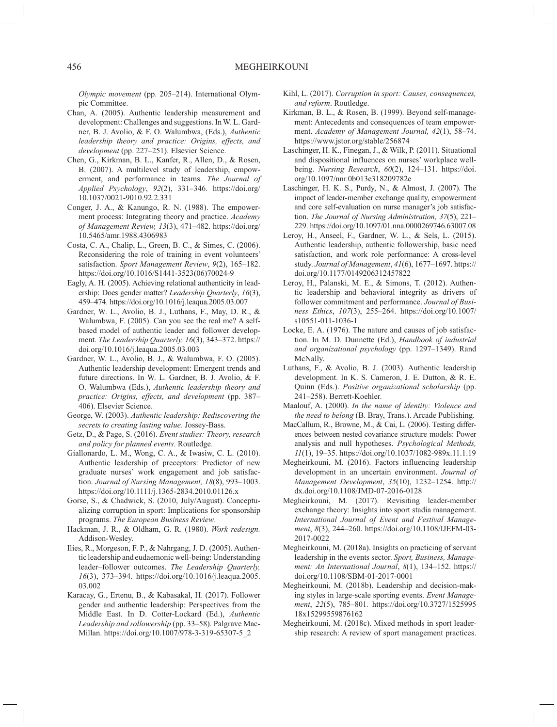*Olympic movement* (pp. 205–214). International Olympic Committee.

Chan, A. (2005). Authentic leadership measurement and development: Challenges and suggestions. In W. L. Gardner, B. J. Avolio, & F. O. Walumbwa, (Eds.), *Authentic leadership theory and practice: Origins, effects, and development* (pp. 227–251). Elsevier Science.

Chen, G., Kirkman, B. L., Kanfer, R., Allen, D., & Rosen, B. (2007). A multilevel study of leadership, empowerment, and performance in teams. *The Journal of Applied Psychology*, *92*(2), 331–346. https://doi.org/10.1037/0021-9010.92.2.331

Conger, J. A., & Kanungo, R. N. (1988). The empowerment process: Integrating theory and practice. *Academy of Management Review, 13*(3), 471–482. https://doi.org/10.5465/amr.1988.4306983

Costa, C. A., Chalip, L., Green, B. C., & Simes, C. (2006). Reconsidering the role of training in event volunteers' satisfaction. *Sport Management Review*, *9*(2), 165–182. https://doi.org/10.1016/S1441-3523(06)70024-9

Eagly, A. H. (2005). Achieving relational authenticity in leadership: Does gender matter? *Leadership Quarterly*, *16*(3), 459–474. https://doi.org/10.1016/j.leaqua.2005.03.007

Gardner, W. L., Avolio, B. J., Luthans, F., May, D. R., & Walumbwa, F. (2005). Can you see the real me? A self-based model of authentic leader and follower development. *The Leadership Quarterly, 16*(3), 343–372. https://doi.org/10.1016/j.leaqua.2005.03.003

Gardner, W. L., Avolio, B. J., & Walumbwa, F. O. (2005). Authentic leadership development: Emergent trends and future directions. In W. L. Gardner, B. J. Avolio, & F. O. Walumbwa (Eds.), *Authentic leadership theory and practice: Origins, effects, and development* (pp. 387–406). Elsevier Science.

George, W. (2003). *Authentic leadership: Rediscovering the secrets to creating lasting value.* Jossey-Bass.

Getz, D., & Page, S. (2016). *Event studies: Theory, research and policy for planned events*. Routledge.

Giallonardo, L. M., Wong, C. A., & Iwasiw, C. L. (2010). Authentic leadership of preceptors: Predictor of new graduate nurses' work engagement and job satisfaction. *Journal of Nursing Management, 18*(8), 993–1003. https://doi.org/10.1111/j.1365-2834.2010.01126.x

Gorse, S., & Chadwick, S. (2010, July/August). Conceptualizing corruption in sport: Implications for sponsorship programs. *The European Business Review*.

Hackman, J. R., & Oldham, G. R. (1980). *Work redesign.* Addison-Wesley.

Ilies, R., Morgeson, F. P., & Nahrgang, J. D. (2005). Authentic leadership and eudaemonic well-being: Understanding leader–follower outcomes. *The Leadership Quarterly, 16*(3), 373–394. https://doi.org/10.1016/j.leaqua.2005.03.002

Karacay, G., Ertenu, B., & Kabasakal, H. (2017). Follower gender and authentic leadership: Perspectives from the Middle East. In D. Cotter-Lockard (Ed.), *Authentic Leadership and rollowership* (pp. 33–58). Palgrave MacMillan. https://doi.org/10.1007/978-3-319-65307-5_2

Kihl, L. (2017). *Corruption in sport: Causes, consequences, and reform*. Routledge.

Kirkman, B. L., & Rosen, B. (1999). Beyond self-management: Antecedents and consequences of team empowerment. *Academy of Management Journal, 42*(1), 58–74. https://www.jstor.org/stable/256874

Laschinger, H. K., Finegan, J., & Wilk, P. (2011). Situational and dispositional influences on nurses' workplace well-being. *Nursing Research*, *60*(2), 124–131. https://doi.org/10.1097/nnr.0b013e318209782e

Laschinger, H. K. S., Purdy, N., & Almost, J. (2007). The impact of leader-member exchange quality, empowerment and core self-evaluation on nurse manager's job satisfaction. *The Journal of Nursing Administration, 37*(5), 221–229. https://doi.org/10.1097/01.nna.0000269746.63007.08

Leroy, H., Anseel, F., Gardner, W. L., & Sels, L. (2015). Authentic leadership, authentic followership, basic need satisfaction, and work role performance: A cross-level study. *Journal of Management*, *41*(6), 1677–1697. https://doi.org/10.1177/0149206312457822

Leroy, H., Palanski, M. E., & Simons, T. (2012). Authentic leadership and behavioral integrity as drivers of follower commitment and performance. *Journal of Business Ethics*, *107*(3), 255–264. https://doi.org/10.1007/s10551-011-1036-1

Locke, E. A. (1976). The nature and causes of job satisfaction. In M. D. Dunnette (Ed.), *Handbook of industrial and organizational psychology* (pp. 1297–1349). Rand McNally.

Luthans, F., & Avolio, B. J. (2003). Authentic leadership development. In K. S. Cameron, J. E. Dutton, & R. E. Quinn (Eds.). *Positive organizational scholarship* (pp. 241–258). Berrett-Koehler.

Maalouf, A. (2000). *In the name of identity: Violence and the need to belong* (B. Bray, Trans.). Arcade Publishing.

MacCallum, R., Browne, M., & Cai, L. (2006). Testing differences between nested covariance structure models: Power analysis and null hypotheses. *Psychological Methods, 11*(1), 19–35. https://doi.org/10.1037/1082-989x.11.1.19

Megheirkouni, M. (2016). Factors influencing leadership development in an uncertain environment. *Journal of Management Development*, *35*(10), 1232–1254. http://dx.doi.org/10.1108/JMD-07-2016-0128

Megheirkouni, M. (2017). Revisiting leader-member exchange theory: Insights into sport stadia management. *International Journal of Event and Festival Management*, *8*(3), 244–260. https://doi.org/10.1108/IJEFM-03-2017-0022

Megheirkouni, M. (2018a). Insights on practicing of servant leadership in the events sector. *Sport, Business, Management: An International Journal*, *8*(1), 134–152. https://doi.org/10.1108/SBM-01-2017-0001

Megheirkouni, M. (2018b). Leadership and decision-making styles in large-scale sporting events. *Event Management*, *22*(5), 785–801. https://doi.org/10.3727/152599518x15299559876162

Megheirkouni, M. (2018c). Mixed methods in sport leadership research: A review of sport management practices.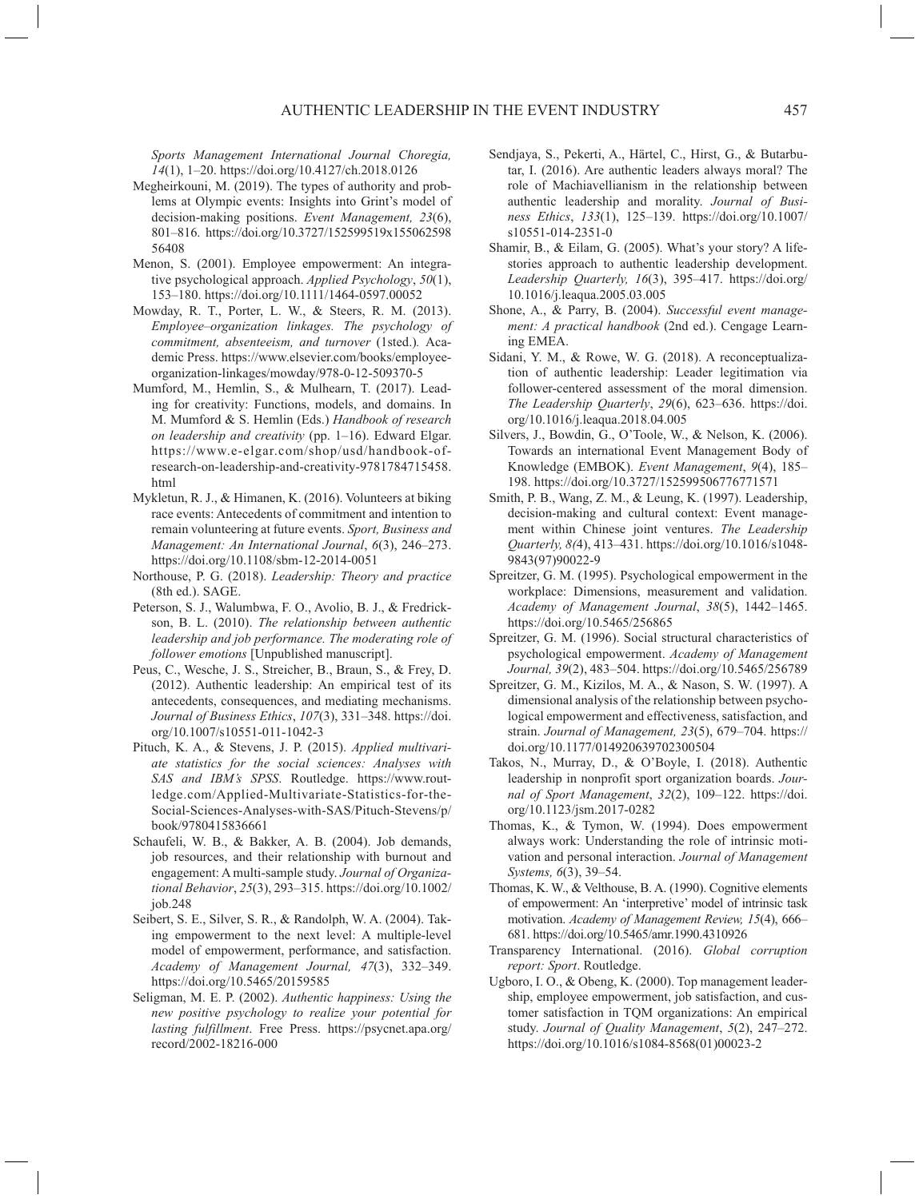*Sports Management International Journal Choregia, 14*(1), 1–20. https://doi.org/10.4127/ch.2018.0126

Megheirkouni, M. (2019). The types of authority and problems at Olympic events: Insights into Grint's model of decision-making positions. *Event Management, 23*(6), 801–816. https://doi.org/10.3727/152599519x15506259856408

Menon, S. (2001). Employee empowerment: An integrative psychological approach. *Applied Psychology*, *50*(1), 153–180. https://doi.org/10.1111/1464-0597.00052

Mowday, R. T., Porter, L. W., & Steers, R. M. (2013). *Employee–organization linkages. The psychology of commitment, absenteeism, and turnover* (1sted.). Academic Press. https://www.elsevier.com/books/employee-organization-linkages/mowday/978-0-12-509370-5

Mumford, M., Hemlin, S., & Mulhearn, T. (2017). Leading for creativity: Functions, models, and domains. In M. Mumford & S. Hemlin (Eds.) *Handbook of research on leadership and creativity* (pp. 1–16). Edward Elgar. https://www.e-elgar.com/shop/usd/handbook-of-research-on-leadership-and-creativity-9781784715458.html

Mykletun, R. J., & Himanen, K. (2016). Volunteers at biking race events: Antecedents of commitment and intention to remain volunteering at future events. *Sport, Business and Management: An International Journal*, *6*(3), 246–273. https://doi.org/10.1108/sbm-12-2014-0051

Northouse, P. G. (2018). *Leadership: Theory and practice* (8th ed.). SAGE.

Peterson, S. J., Walumbwa, F. O., Avolio, B. J., & Fredrickson, B. L. (2010). *The relationship between authentic leadership and job performance. The moderating role of follower emotions* [Unpublished manuscript].

Peus, C., Wesche, J. S., Streicher, B., Braun, S., & Frey, D. (2012). Authentic leadership: An empirical test of its antecedents, consequences, and mediating mechanisms. *Journal of Business Ethics*, *107*(3), 331–348. https://doi.org/10.1007/s10551-011-1042-3

Pituch, K. A., & Stevens, J. P. (2015). *Applied multivariate statistics for the social sciences: Analyses with SAS and IBM's SPSS*. Routledge. https://www.routledge.com/Applied-Multivariate-Statistics-for-the-Social-Sciences-Analyses-with-SAS/Pituch-Stevens/p/book/9780415836661

Schaufeli, W. B., & Bakker, A. B. (2004). Job demands, job resources, and their relationship with burnout and engagement: A multi-sample study. *Journal of Organizational Behavior*, *25*(3), 293–315. https://doi.org/10.1002/job.248

Seibert, S. E., Silver, S. R., & Randolph, W. A. (2004). Taking empowerment to the next level: A multiple-level model of empowerment, performance, and satisfaction. *Academy of Management Journal, 47*(3), 332–349. https://doi.org/10.5465/20159585

Seligman, M. E. P. (2002). *Authentic happiness: Using the new positive psychology to realize your potential for lasting fulfillment*. Free Press. https://psycnet.apa.org/record/2002-18216-000

Sendjaya, S., Pekerti, A., Härtel, C., Hirst, G., & Butarbutar, I. (2016). Are authentic leaders always moral? The role of Machiavellianism in the relationship between authentic leadership and morality. *Journal of Business Ethics*, *133*(1), 125–139. https://doi.org/10.1007/s10551-014-2351-0

Shamir, B., & Eilam, G. (2005). What's your story? A life-stories approach to authentic leadership development. *Leadership Quarterly, 16*(3), 395–417. https://doi.org/10.1016/j.leaqua.2005.03.005

Shone, A., & Parry, B. (2004). *Successful event management: A practical handbook* (2nd ed.). Cengage Learning EMEA.

Sidani, Y. M., & Rowe, W. G. (2018). A reconceptualization of authentic leadership: Leader legitimation via follower-centered assessment of the moral dimension. *The Leadership Quarterly*, *29*(6), 623–636. https://doi.org/10.1016/j.leaqua.2018.04.005

Silvers, J., Bowdin, G., O'Toole, W., & Nelson, K. (2006). Towards an international Event Management Body of Knowledge (EMBOK). *Event Management*, *9*(4), 185–198. https://doi.org/10.3727/152599506776771571

Smith, P. B., Wang, Z. M., & Leung, K. (1997). Leadership, decision-making and cultural context: Event management within Chinese joint ventures. *The Leadership Quarterly, 8(*4), 413–431. https://doi.org/10.1016/s1048-9843(97)90022-9

Spreitzer, G. M. (1995). Psychological empowerment in the workplace: Dimensions, measurement and validation. *Academy of Management Journal*, *38*(5), 1442–1465. https://doi.org/10.5465/256865

Spreitzer, G. M. (1996). Social structural characteristics of psychological empowerment. *Academy of Management Journal, 39*(2), 483–504. https://doi.org/10.5465/256789

Spreitzer, G. M., Kizilos, M. A., & Nason, S. W. (1997). A dimensional analysis of the relationship between psychological empowerment and effectiveness, satisfaction, and strain. *Journal of Management, 23*(5), 679–704. https://doi.org/10.1177/014920639702300504

Takos, N., Murray, D., & O'Boyle, I. (2018). Authentic leadership in nonprofit sport organization boards. *Journal of Sport Management*, *32*(2), 109–122. https://doi.org/10.1123/jsm.2017-0282

Thomas, K., & Tymon, W. (1994). Does empowerment always work: Understanding the role of intrinsic motivation and personal interaction. *Journal of Management Systems, 6*(3), 39–54.

Thomas, K. W., & Velthouse, B. A. (1990). Cognitive elements of empowerment: An 'interpretive' model of intrinsic task motivation. *Academy of Management Review, 15*(4), 666–681. https://doi.org/10.5465/amr.1990.4310926

Transparency International. (2016). *Global corruption report: Sport*. Routledge.

Ugboro, I. O., & Obeng, K. (2000). Top management leadership, employee empowerment, job satisfaction, and customer satisfaction in TQM organizations: An empirical study. *Journal of Quality Management*, *5*(2), 247–272. https://doi.org/10.1016/s1084-8568(01)00023-2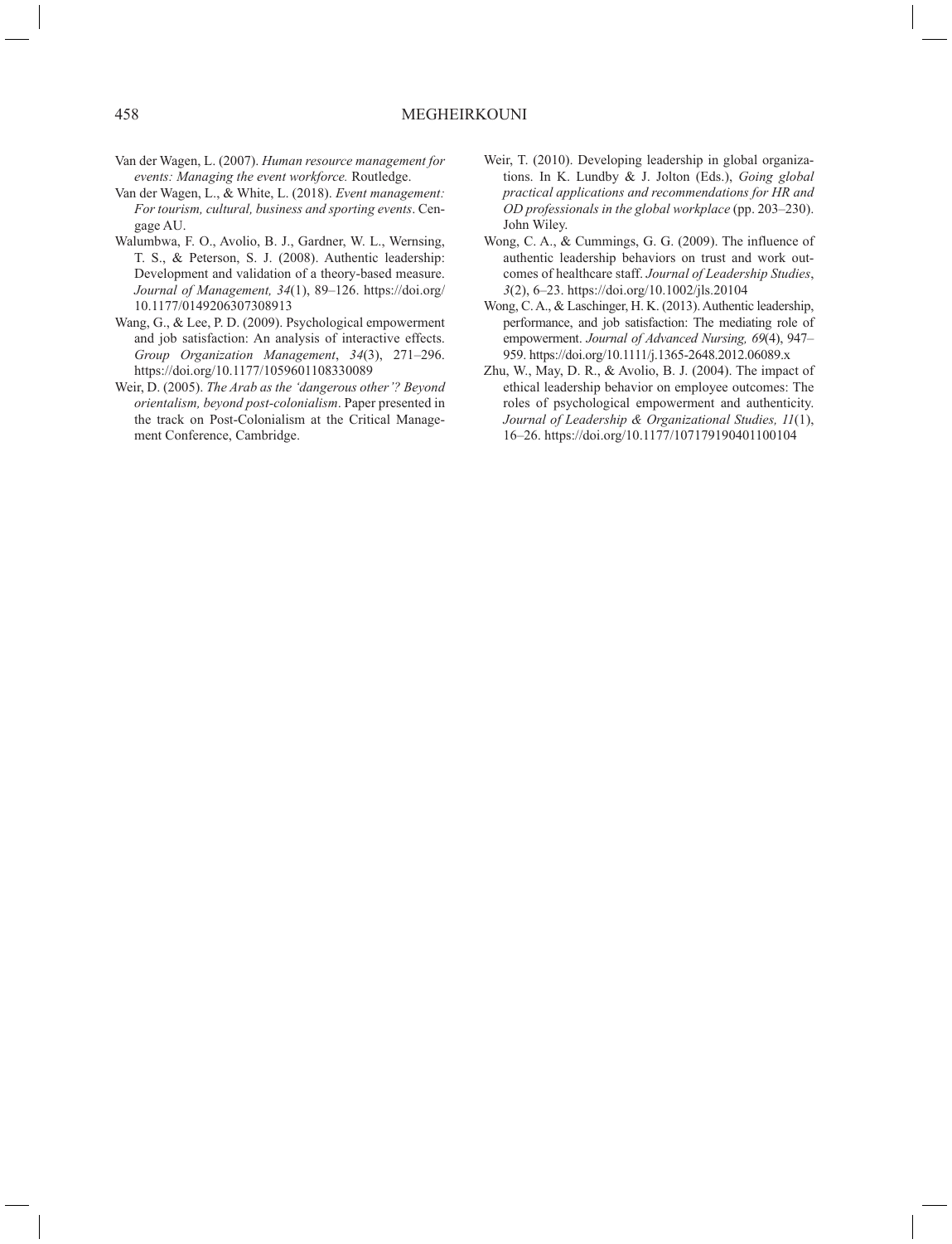Van der Wagen, L. (2007). *Human resource management for events: Managing the event workforce.* Routledge.

Van der Wagen, L., & White, L. (2018). *Event management: For tourism, cultural, business and sporting events*. Cengage AU.

Walumbwa, F. O., Avolio, B. J., Gardner, W. L., Wernsing, T. S., & Peterson, S. J. (2008). Authentic leadership: Development and validation of a theory-based measure. *Journal of Management, 34*(1), 89–126. https://doi.org/10.1177/0149206307308913

Wang, G., & Lee, P. D. (2009). Psychological empowerment and job satisfaction: An analysis of interactive effects. *Group Organization Management*, *34*(3), 271–296. https://doi.org/10.1177/1059601108330089

Weir, D. (2005). *The Arab as the 'dangerous other'? Beyond orientalism, beyond post-colonialism*. Paper presented in the track on Post-Colonialism at the Critical Management Conference, Cambridge.

Weir, T. (2010). Developing leadership in global organizations. In K. Lundby & J. Jolton (Eds.), *Going global practical applications and recommendations for HR and OD professionals in the global workplace* (pp. 203–230). John Wiley.

Wong, C. A., & Cummings, G. G. (2009). The influence of authentic leadership behaviors on trust and work outcomes of healthcare staff. *Journal of Leadership Studies*, *3*(2), 6–23. https://doi.org/10.1002/jls.20104

Wong, C. A., & Laschinger, H. K. (2013). Authentic leadership, performance, and job satisfaction: The mediating role of empowerment. *Journal of Advanced Nursing, 69*(4), 947–959. https://doi.org/10.1111/j.1365-2648.2012.06089.x

Zhu, W., May, D. R., & Avolio, B. J. (2004). The impact of ethical leadership behavior on employee outcomes: The roles of psychological empowerment and authenticity. *Journal of Leadership & Organizational Studies, 11*(1), 16–26. https://doi.org/10.1177/107179190401100104